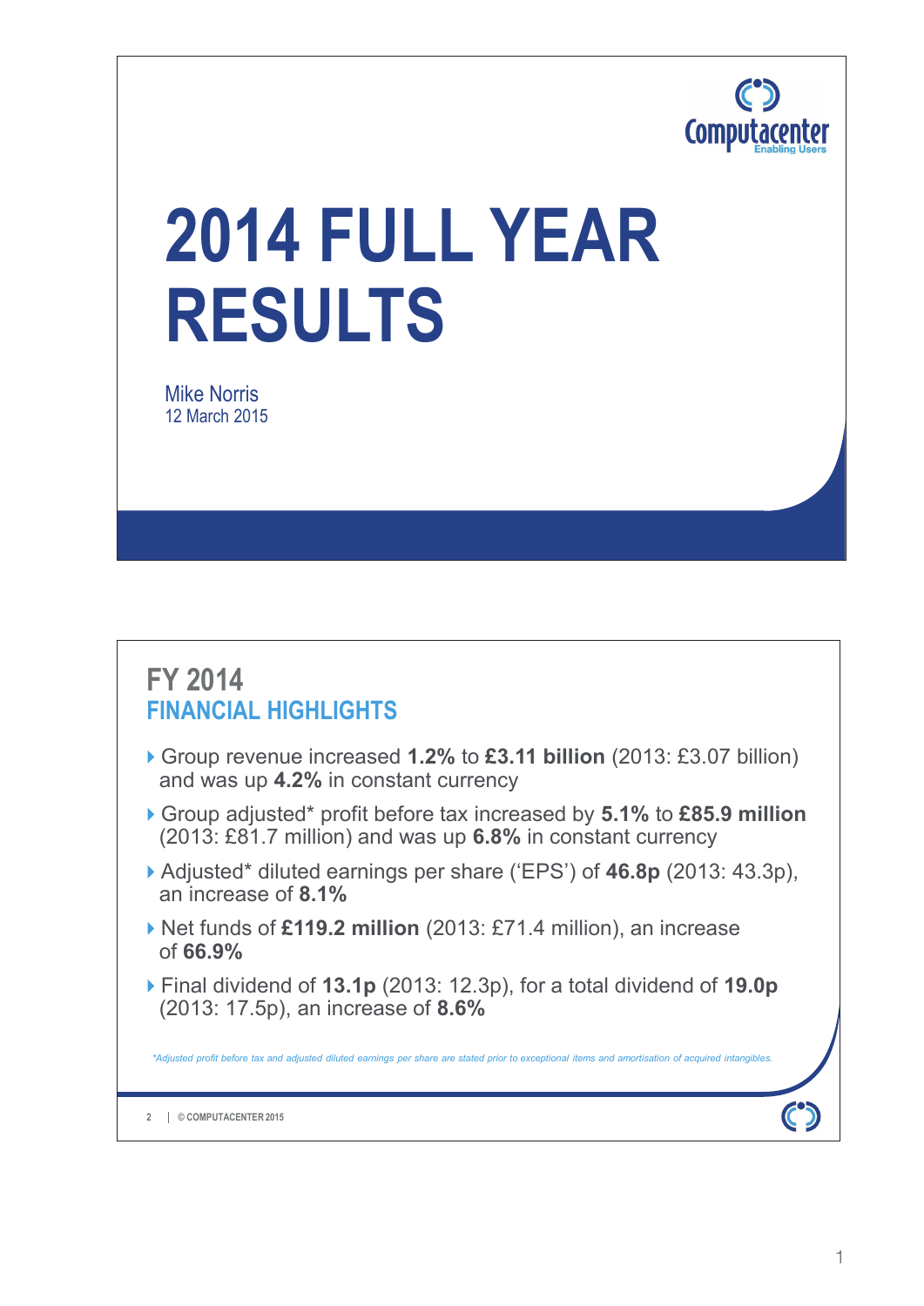# 2014 FULL YEAR RESULTS

Mike Norris
12 March 2015

## FY 2014
### FINANCIAL HIGHLIGHTS

- Group revenue increased **1.2%** to **£3.11 billion** (2013: £3.07 billion) and was up **4.2%** in constant currency
- Group adjusted* profit before tax increased by **5.1%** to **£85.9 million** (2013: £81.7 million) and was up **6.8%** in constant currency
- Adjusted* diluted earnings per share ('EPS') of **46.8p** (2013: 43.3p), an increase of **8.1%**
- Net funds of **£119.2 million** (2013: £71.4 million), an increase of **66.9%**
- Final dividend of **13.1p** (2013: 12.3p), for a total dividend of **19.0p** (2013: 17.5p), an increase of **8.6%**

*\*Adjusted profit before tax and adjusted diluted earnings per share are stated prior to exceptional items and amortisation of acquired intangibles.*

© COMPUTACENTER 2015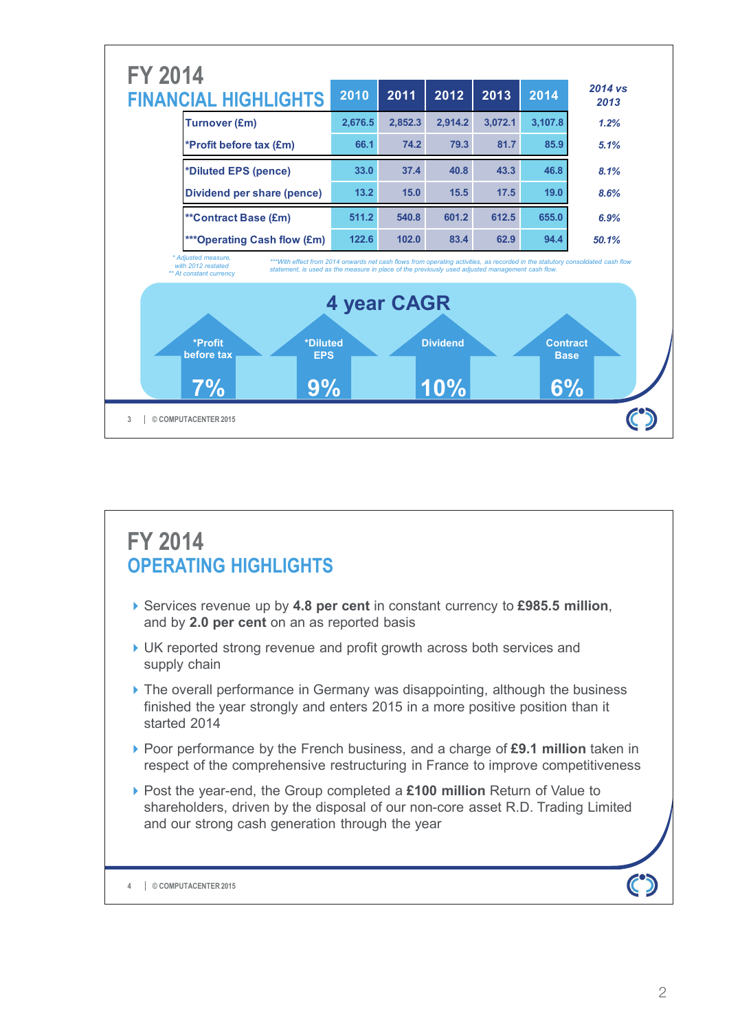# FY 2014
## FINANCIAL HIGHLIGHTS

| | 2010 | 2011 | 2012 | 2013 | 2014 | 2014 vs 2013 |
|---|---|---|---|---|---|---|
| Turnover (£m) | 2,676.5 | 2,852.3 | 2,914.2 | 3,072.1 | 3,107.8 | 1.2% |
| *Profit before tax (£m) | 66.1 | 74.2 | 79.3 | 81.7 | 85.9 | 5.1% |
| *Diluted EPS (pence) | 33.0 | 37.4 | 40.8 | 43.3 | 46.8 | 8.1% |
| Dividend per share (pence) | 13.2 | 15.0 | 15.5 | 17.5 | 19.0 | 8.6% |
| **Contract Base (£m) | 511.2 | 540.8 | 601.2 | 612.5 | 655.0 | 6.9% |
| ***Operating Cash flow (£m) | 122.6 | 102.0 | 83.4 | 62.9 | 94.4 | 50.1% |

* Adjusted measure, with 2012 restated
** At constant currency

***With effect from 2014 onwards net cash flows from operating activities, as recorded in the statutory consolidated cash flow statement, is used as the measure in place of the previously used adjusted management cash flow.

**4 year CAGR**

| *Profit before tax | *Diluted EPS | Dividend | Contract Base |
|---|---|---|---|
| 7% | 9% | 10% | 6% |

# FY 2014
## OPERATING HIGHLIGHTS

- Services revenue up by **4.8 per cent** in constant currency to **£985.5 million**, and by **2.0 per cent** on an as reported basis
- UK reported strong revenue and profit growth across both services and supply chain
- The overall performance in Germany was disappointing, although the business finished the year strongly and enters 2015 in a more positive position than it started 2014
- Poor performance by the French business, and a charge of **£9.1 million** taken in respect of the comprehensive restructuring in France to improve competitiveness
- Post the year-end, the Group completed a **£100 million** Return of Value to shareholders, driven by the disposal of our non-core asset R.D. Trading Limited and our strong cash generation through the year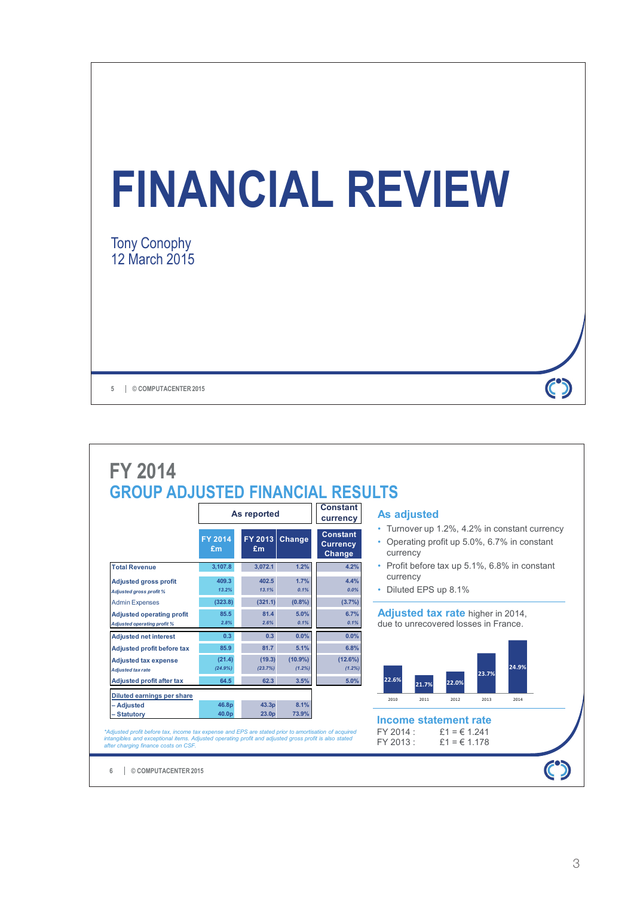# FINANCIAL REVIEW

Tony Conophy
12 March 2015

5 | © COMPUTACENTER 2015

# FY 2014
## GROUP ADJUSTED FINANCIAL RESULTS

| | As reported | | | Constant currency |
|---|---|---|---|---|
| | FY 2014 £m | FY 2013 £m | Change | Constant Currency Change |
| Total Revenue | 3,107.8 | 3,072.1 | 1.2% | 4.2% |
| Adjusted gross profit | 409.3 | 402.5 | 1.7% | 4.4% |
| *Adjusted gross profit %* | *13.2%* | *13.1%* | *0.1%* | *0.0%* |
| Admin Expenses | (323.8) | (321.1) | (0.8%) | (3.7%) |
| Adjusted operating profit | 85.5 | 81.4 | 5.0% | 6.7% |
| *Adjusted operating profit %* | *2.8%* | *2.6%* | *0.1%* | *0.1%* |
| Adjusted net interest | 0.3 | 0.3 | 0.0% | 0.0% |
| Adjusted profit before tax | 85.9 | 81.7 | 5.1% | 6.8% |
| Adjusted tax expense | (21.4) | (19.3) | (10.9%) | (12.6%) |
| *Adjusted tax rate* | *(24.9%)* | *(23.7%)* | *(1.2%)* | *(1.2%)* |
| Adjusted profit after tax | 64.5 | 62.3 | 3.5% | 5.0% |
| Diluted earnings per share | | | | |
| – Adjusted | 46.8p | 43.3p | 8.1% | |
| – Statutory | 40.0p | 23.0p | 73.9% | |

*\*Adjusted profit before tax, income tax expense and EPS are stated prior to amortisation of acquired intangibles and exceptional items. Adjusted operating profit and adjusted gross profit is also stated after charging finance costs on CSF.*

### As adjusted

- Turnover up 1.2%, 4.2% in constant currency
- Operating profit up 5.0%, 6.7% in constant currency
- Profit before tax up 5.1%, 6.8% in constant currency
- Diluted EPS up 8.1%

**Adjusted tax rate** higher in 2014, due to unrecovered losses in France.

| 2010 | 2011 | 2012 | 2013 | 2014 |
|---|---|---|---|---|
| 22.6% | 21.7% | 22.0% | 23.7% | 24.9% |

### Income statement rate

FY 2014 : £1 = € 1.241
FY 2013 : £1 = € 1.178

6 | © COMPUTACENTER 2015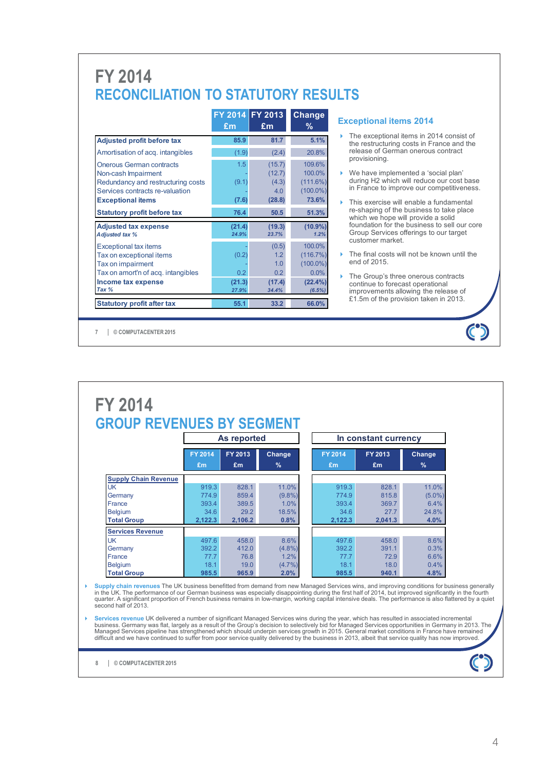# FY 2014
## RECONCILIATION TO STATUTORY RESULTS

| | FY 2014 £m | FY 2013 £m | Change % |
|---|---|---|---|
| **Adjusted profit before tax** | 85.9 | 81.7 | 5.1% |
| Amortisation of acq. intangibles | (1.9) | (2.4) | 20.8% |
| Onerous German contracts | 1.5 | (15.7) | 109.6% |
| Non-cash Impairment | - | (12.7) | 100.0% |
| Redundancy and restructuring costs | (9.1) | (4.3) | (111.6%) |
| Services contracts re-valuation | - | 4.0 | (100.0%) |
| **Exceptional items** | **(7.6)** | **(28.8)** | **73.6%** |
| **Statutory profit before tax** | **76.4** | **50.5** | **51.3%** |
| **Adjusted tax expense** | **(21.4)** | **(19.3)** | **(10.9%)** |
| *Adjusted tax %* | *24.9%* | *23.7%* | *1.2%* |
| Exceptional tax items | - | (0.5) | 100.0% |
| Tax on exceptional items | (0.2) | 1.2 | (116.7%) |
| Tax on impairment | - | 1.0 | (100.0%) |
| Tax on amort'n of acq. intangibles | 0.2 | 0.2 | 0.0% |
| **Income tax expense** | **(21.3)** | **(17.4)** | **(22.4%)** |
| *Tax %* | *27.9%* | *34.4%* | *(6.5%)* |
| **Statutory profit after tax** | **55.1** | **33.2** | **66.0%** |

### Exceptional items 2014

- The exceptional items in 2014 consist of the restructuring costs in France and the release of German onerous contract provisioning.
- We have implemented a 'social plan' during H2 which will reduce our cost base in France to improve our competitiveness.
- This exercise will enable a fundamental re-shaping of the business to take place which we hope will provide a solid foundation for the business to sell our core Group Services offerings to our target customer market.
- The final costs will not be known until the end of 2015.
- The Group's three onerous contracts continue to forecast operational improvements allowing the release of £1.5m of the provision taken in 2013.

# FY 2014
## GROUP REVENUES BY SEGMENT

| | As reported | | | In constant currency | | |
|---|---|---|---|---|---|---|
| | FY 2014 £m | FY 2013 £m | Change % | FY 2014 £m | FY 2013 £m | Change % |
| **Supply Chain Revenue** | | | | | | |
| UK | 919.3 | 828.1 | 11.0% | 919.3 | 828.1 | 11.0% |
| Germany | 774.9 | 859.4 | (9.8%) | 774.9 | 815.8 | (5.0%) |
| France | 393.4 | 389.5 | 1.0% | 393.4 | 369.7 | 6.4% |
| Belgium | 34.6 | 29.2 | 18.5% | 34.6 | 27.7 | 24.8% |
| **Total Group** | **2,122.3** | **2,106.2** | **0.8%** | **2,122.3** | **2,041.3** | **4.0%** |
| **Services Revenue** | | | | | | |
| UK | 497.6 | 458.0 | 8.6% | 497.6 | 458.0 | 8.6% |
| Germany | 392.2 | 412.0 | (4.8%) | 392.2 | 391.1 | 0.3% |
| France | 77.7 | 76.8 | 1.2% | 77.7 | 72.9 | 6.6% |
| Belgium | 18.1 | 19.0 | (4.7%) | 18.1 | 18.0 | 0.4% |
| **Total Group** | **985.5** | **965.9** | **2.0%** | **985.5** | **940.1** | **4.8%** |

- **Supply chain revenues** The UK business benefitted from demand from new Managed Services wins, and improving conditions for business generally in the UK. The performance of our German business was especially disappointing during the first half of 2014, but improved significantly in the fourth quarter. A significant proportion of French business remains in low-margin, working capital intensive deals. The performance is also flattered by a quiet second half of 2013.
- **Services revenue** UK delivered a number of significant Managed Services wins during the year, which has resulted in associated incremental business. Germany was flat, largely as a result of the Group's decision to selectively bid for Managed Services opportunities in Germany in 2013. The Managed Services pipeline has strengthened which should underpin services growth in 2015. General market conditions in France have remained difficult and we have continued to suffer from poor service quality delivered by the business in 2013, albeit that service quality has now improved.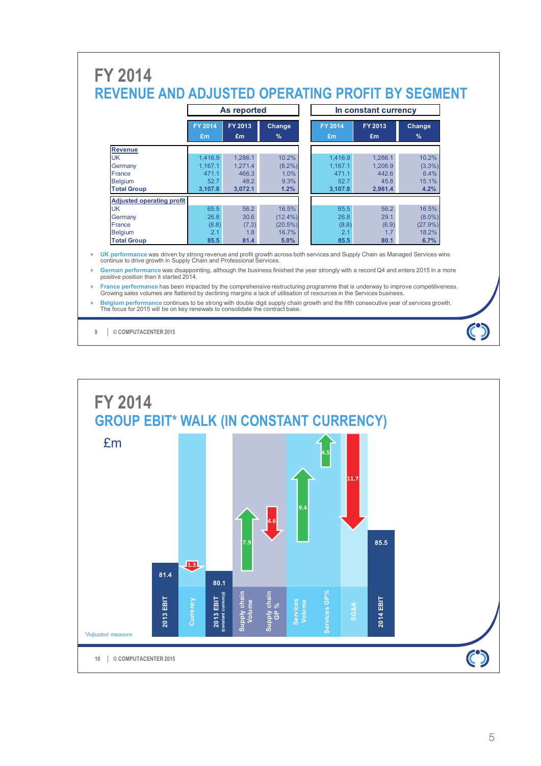# FY 2014

## REVENUE AND ADJUSTED OPERATING PROFIT BY SEGMENT

| | As reported | | | In constant currency | | |
|---|---|---|---|---|---|---|
| | FY 2014 £m | FY 2013 £m | Change % | FY 2014 £m | FY 2013 £m | Change % |
| **Revenue** | | | | | | |
| UK | 1,416.9 | 1,286.1 | 10.2% | 1,416.9 | 1,286.1 | 10.2% |
| Germany | 1,167.1 | 1,271.4 | (8.2%) | 1,167.1 | 1,206.9 | (3.3%) |
| France | 471.1 | 466.3 | 1.0% | 471.1 | 442.6 | 6.4% |
| Belgium | 52.7 | 48.2 | 9.3% | 52.7 | 45.8 | 15.1% |
| **Total Group** | **3,107.8** | **3,072.1** | **1.2%** | **3,107.8** | **2,981.4** | **4.2%** |
| **Adjusted operating profit** | | | | | | |
| UK | 65.5 | 56.2 | 16.5% | 65.5 | 56.2 | 16.5% |
| Germany | 26.8 | 30.6 | (12.4%) | 26.8 | 29.1 | (8.0%) |
| France | (8.8) | (7.3) | (20.5%) | (8.8) | (6.9) | (27.9%) |
| Belgium | 2.1 | 1.8 | 16.7% | 2.1 | 1.7 | 18.2% |
| **Total Group** | **85.5** | **81.4** | **5.0%** | **85.5** | **80.1** | **6.7%** |

- **UK performance** was driven by strong revenue and profit growth across both services and Supply Chain as Managed Services wins continue to drive growth in Supply Chain and Professional Services.
- **German performance** was disappointing, although the business finished the year strongly with a record Q4 and enters 2015 in a more positive position than it started 2014.
- **France performance** has been impacted by the comprehensive restructuring programme that is underway to improve competitiveness. Growing sales volumes are flattered by declining margins a lack of utilisation of resources in the Services business.
- **Belgium performance** continues to be strong with double digit supply chain growth and the fifth consecutive year of services growth. The focus for 2015 will be on key renewals to consolidate the contract base.

# FY 2014

## GROUP EBIT* WALK (IN CONSTANT CURRENCY)

£m

| Item | £m |
|---|---|
| 2013 EBIT | 81.4 |
| Currency | (1.3) |
| 2013 EBIT (constant currency) | 80.1 |
| Supply chain Volume | 7.9 |
| Supply chain GP % | (4.6) |
| Services Volume | 9.4 |
| Services GP% | 4.5 |
| SG&A | (11.7) |
| 2014 EBIT | 85.5 |

*Adjusted measure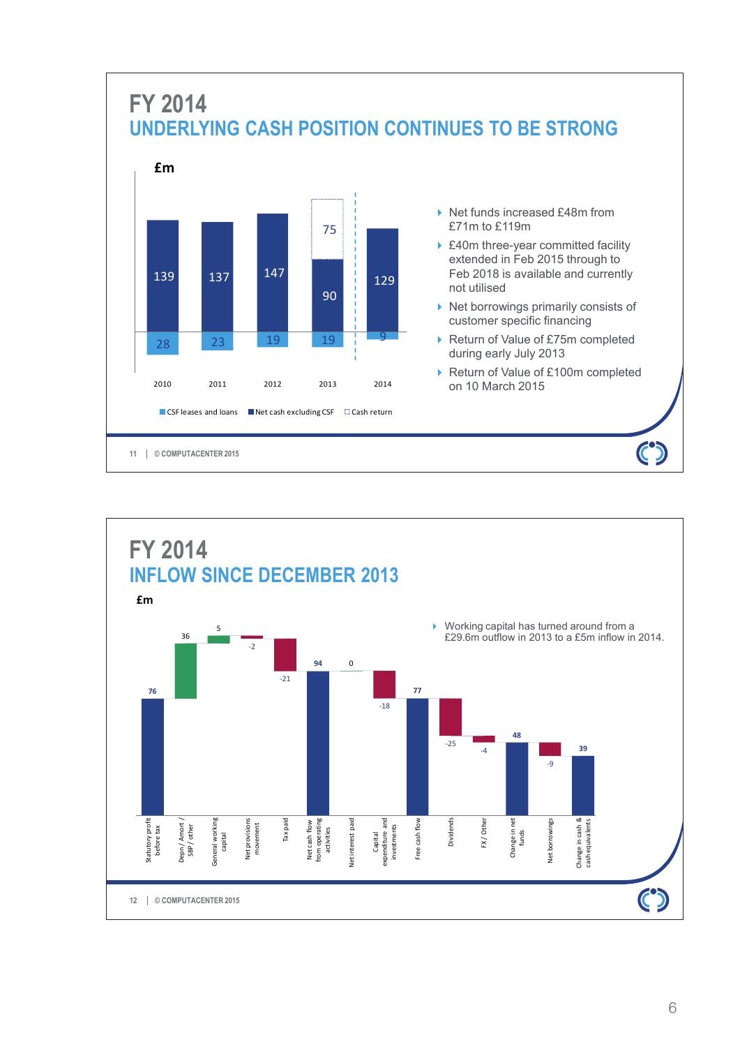# FY 2014

## UNDERLYING CASH POSITION CONTINUES TO BE STRONG

£m

| | 2010 | 2011 | 2012 | 2013 | 2014 |
|---|---|---|---|---|---|
| Net cash excluding CSF | 139 | 137 | 147 | 90 | 129 |
| Cash return | | | | 75 | |
| CSF leases and loans | 28 | 23 | 19 | 19 | 9 |

- Net funds increased £48m from £71m to £119m
- £40m three-year committed facility extended in Feb 2015 through to Feb 2018 is available and currently not utilised
- Net borrowings primarily consists of customer specific financing
- Return of Value of £75m completed during early July 2013
- Return of Value of £100m completed on 10 March 2015

# FY 2014

## INFLOW SINCE DECEMBER 2013

£m

| Item | £m |
|---|---|
| Statutory profit before tax | 76 |
| Depn / Amort / SBP / other | 36 |
| General working capital | 5 |
| Net provisions movement | -2 |
| Tax paid | -21 |
| Net cash flow from operating activities | 94 |
| Net interest paid | 0 |
| Capital expenditure and investments | -18 |
| Free cash flow | 77 |
| Dividends | -25 |
| FX / Other | -4 |
| Change in net funds | 48 |
| Net borrowings | -9 |
| Change in cash & cash equivalents | 39 |

- Working capital has turned around from a £29.6m outflow in 2013 to a £5m inflow in 2014.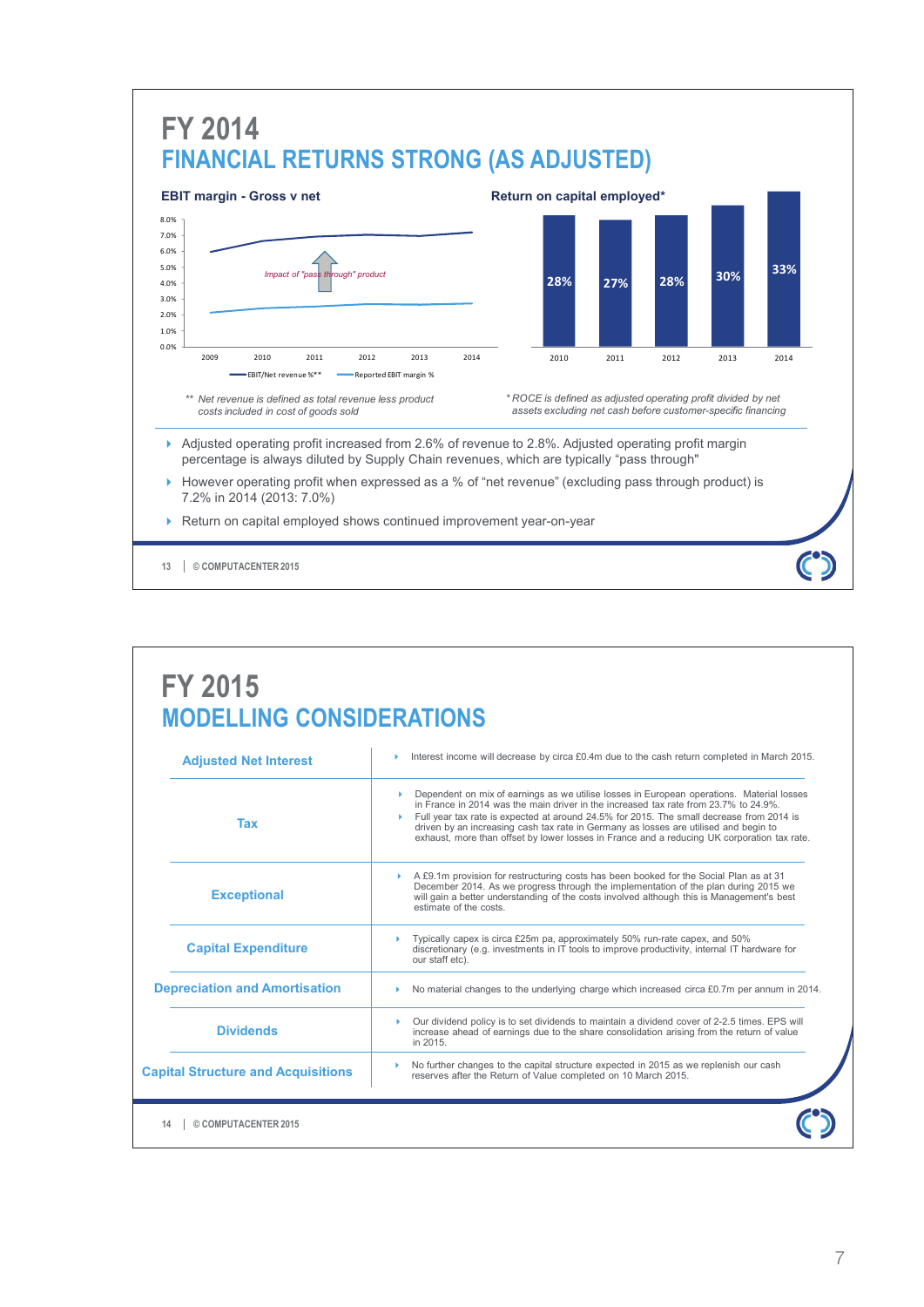# FY 2014
## FINANCIAL RETURNS STRONG (AS ADJUSTED)

**EBIT margin - Gross v net**

Impact of "pass through" product

EBIT/Net revenue %** — Reported EBIT margin %

** Net revenue is defined as total revenue less product costs included in cost of goods sold

**Return on capital employed***

| 2010 | 2011 | 2012 | 2013 | 2014 |
|---|---|---|---|---|
| 28% | 27% | 28% | 30% | 33% |

* ROCE is defined as adjusted operating profit divided by net assets excluding net cash before customer-specific financing

- Adjusted operating profit increased from 2.6% of revenue to 2.8%. Adjusted operating profit margin percentage is always diluted by Supply Chain revenues, which are typically "pass through"
- However operating profit when expressed as a % of "net revenue" (excluding pass through product) is 7.2% in 2014 (2013: 7.0%)
- Return on capital employed shows continued improvement year-on-year

13 | © COMPUTACENTER 2015

# FY 2015
## MODELLING CONSIDERATIONS

| | |
|---|---|
| **Adjusted Net Interest** | Interest income will decrease by circa £0.4m due to the cash return completed in March 2015. |
| **Tax** | Dependent on mix of earnings as we utilise losses in European operations. Material losses in France in 2014 was the main driver in the increased tax rate from 23.7% to 24.9%. Full year tax rate is expected at around 24.5% for 2015. The small decrease from 2014 is driven by an increasing cash tax rate in Germany as losses are utilised and begin to exhaust, more than offset by lower losses in France and a reducing UK corporation tax rate. |
| **Exceptional** | A £9.1m provision for restructuring costs has been booked for the Social Plan as at 31 December 2014. As we progress through the implementation of the plan during 2015 we will gain a better understanding of the costs involved although this is Management's best estimate of the costs. |
| **Capital Expenditure** | Typically capex is circa £25m pa, approximately 50% run-rate capex, and 50% discretionary (e.g. investments in IT tools to improve productivity, internal IT hardware for our staff etc). |
| **Depreciation and Amortisation** | No material changes to the underlying charge which increased circa £0.7m per annum in 2014. |
| **Dividends** | Our dividend policy is to set dividends to maintain a dividend cover of 2-2.5 times. EPS will increase ahead of earnings due to the share consolidation arising from the return of value in 2015. |
| **Capital Structure and Acquisitions** | No further changes to the capital structure expected in 2015 as we replenish our cash reserves after the Return of Value completed on 10 March 2015. |

14 | © COMPUTACENTER 2015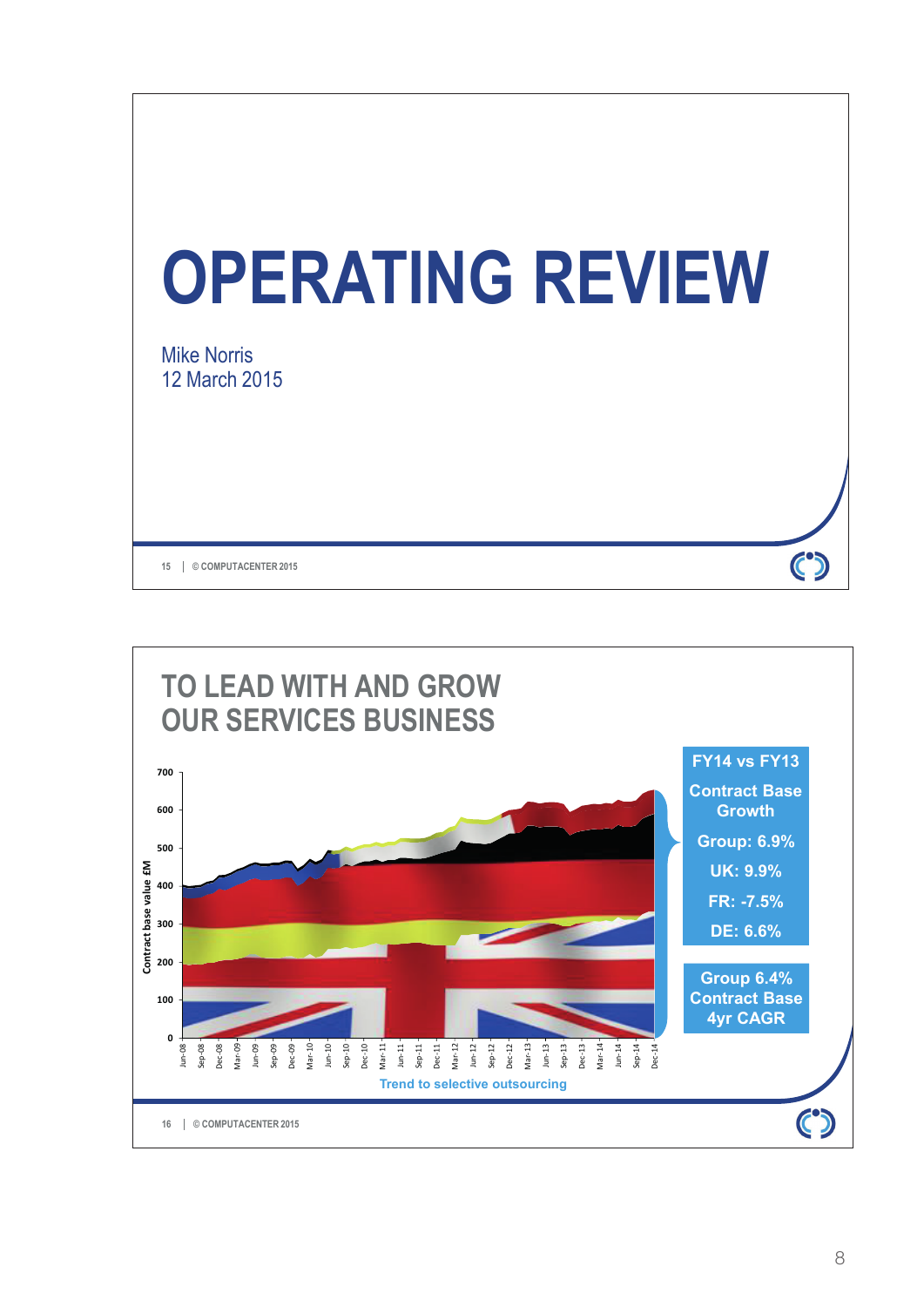# OPERATING REVIEW

Mike Norris
12 March 2015

## TO LEAD WITH AND GROW OUR SERVICES BUSINESS

Contract base value £M

0, 100, 200, 300, 400, 500, 600, 700

Jun-08, Sep-08, Dec-08, Mar-09, Jun-09, Sep-09, Dec-09, Mar-10, Jun-10, Sep-10, Dec-10, Mar-11, Jun-11, Sep-11, Dec-11, Mar-12, Jun-12, Sep-12, Dec-12, Mar-13, Jun-13, Sep-13, Dec-13, Mar-14, Jun-14, Sep-14, Dec-14

Trend to selective outsourcing

**FY14 vs FY13**

**Contract Base Growth**

**Group: 6.9%**

**UK: 9.9%**

**FR: -7.5%**

**DE: 6.6%**

**Group 6.4% Contract Base 4yr CAGR**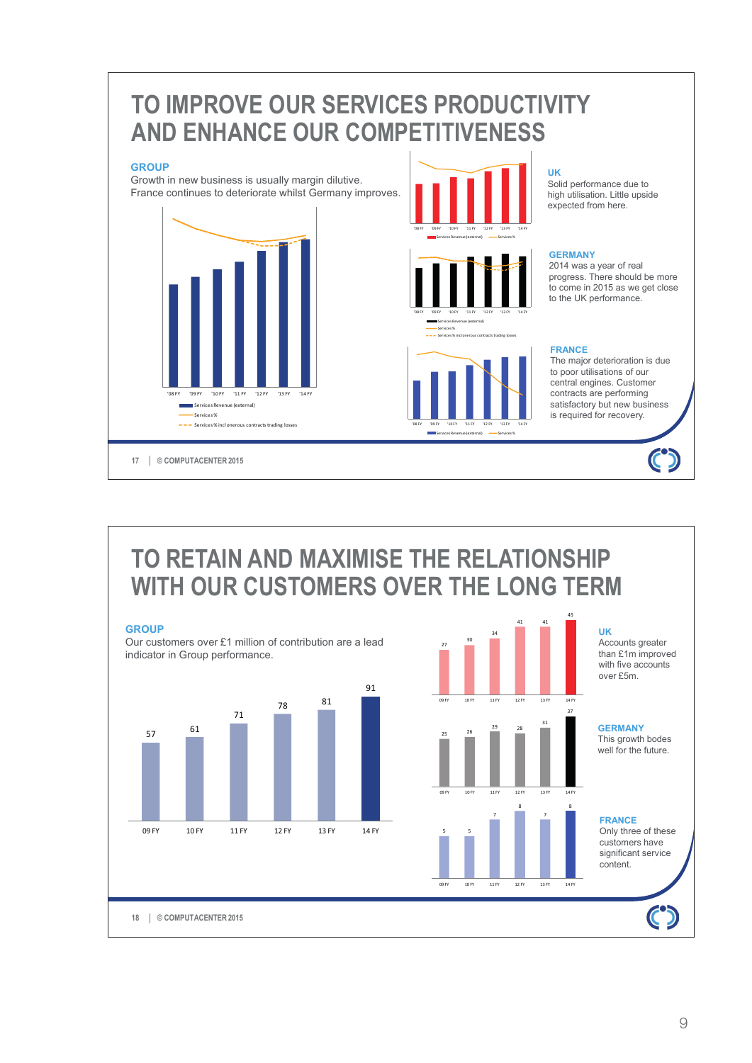# TO IMPROVE OUR SERVICES PRODUCTIVITY AND ENHANCE OUR COMPETITIVENESS

### GROUP

Growth in new business is usually margin dilutive.
France continues to deteriorate whilst Germany improves.

'08 FY '09 FY '10 FY '11 FY '12 FY '13 FY '14 FY

Services Revenue (external)
Services %
Services % incl onerous contracts trading losses

### UK

Solid performance due to high utilisation. Little upside expected from here.

### GERMANY

2014 was a year of real progress. There should be more to come in 2015 as we get close to the UK performance.

### FRANCE

The major deterioration is due to poor utilisations of our central engines. Customer contracts are performing satisfactory but new business is required for recovery.

17 | © COMPUTACENTER 2015

# TO RETAIN AND MAXIMISE THE RELATIONSHIP WITH OUR CUSTOMERS OVER THE LONG TERM

### GROUP

Our customers over £1 million of contribution are a lead indicator in Group performance.

| | 09 FY | 10 FY | 11 FY | 12 FY | 13 FY | 14 FY |
|---|---|---|---|---|---|---|
| Group | 57 | 61 | 71 | 78 | 81 | 91 |
| UK | 27 | 30 | 34 | 41 | 41 | 45 |
| Germany | 25 | 26 | 29 | 28 | 31 | 37 |
| France | 5 | 5 | 7 | 8 | 7 | 8 |

### UK

Accounts greater than £1m improved with five accounts over £5m.

### GERMANY

This growth bodes well for the future.

### FRANCE

Only three of these customers have significant service content.

18 | © COMPUTACENTER 2015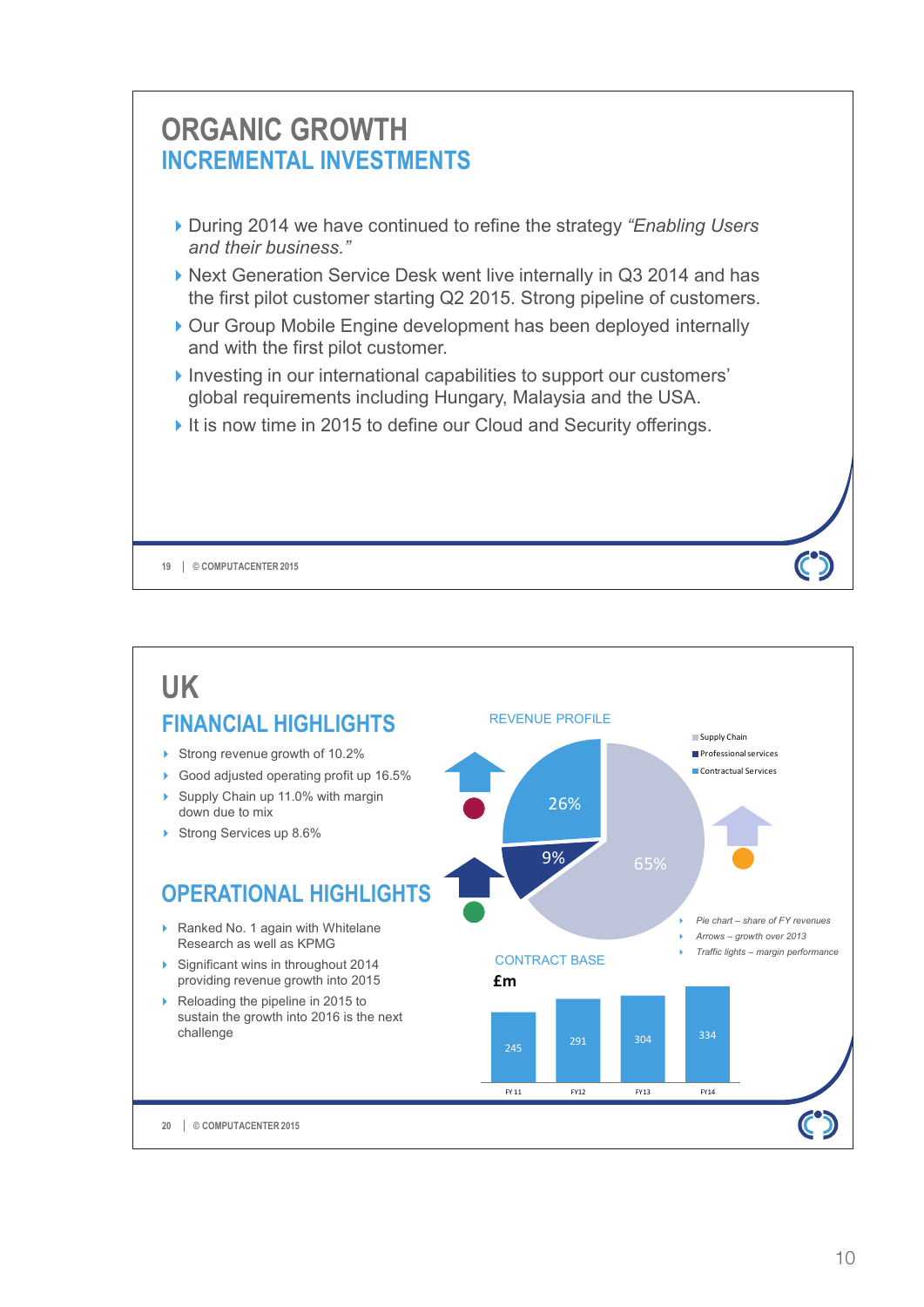# ORGANIC GROWTH
## INCREMENTAL INVESTMENTS

- During 2014 we have continued to refine the strategy *"Enabling Users and their business."*
- Next Generation Service Desk went live internally in Q3 2014 and has the first pilot customer starting Q2 2015. Strong pipeline of customers.
- Our Group Mobile Engine development has been deployed internally and with the first pilot customer.
- Investing in our international capabilities to support our customers' global requirements including Hungary, Malaysia and the USA.
- It is now time in 2015 to define our Cloud and Security offerings.

19 | © COMPUTACENTER 2015

# UK
## FINANCIAL HIGHLIGHTS

- Strong revenue growth of 10.2%
- Good adjusted operating profit up 16.5%
- Supply Chain up 11.0% with margin down due to mix
- Strong Services up 8.6%

## OPERATIONAL HIGHLIGHTS

- Ranked No. 1 again with Whitelane Research as well as KPMG
- Significant wins in throughout 2014 providing revenue growth into 2015
- Reloading the pipeline in 2015 to sustain the growth into 2016 is the next challenge

### REVENUE PROFILE

| Segment | Share |
|---|---|
| Supply Chain | 65% |
| Professional services | 9% |
| Contractual Services | 26% |

- *Pie chart – share of FY revenues*
- *Arrows – growth over 2013*
- *Traffic lights – margin performance*

### CONTRACT BASE

£m

| FY 11 | FY12 | FY13 | FY14 |
|---|---|---|---|
| 245 | 291 | 304 | 334 |

20 | © COMPUTACENTER 2015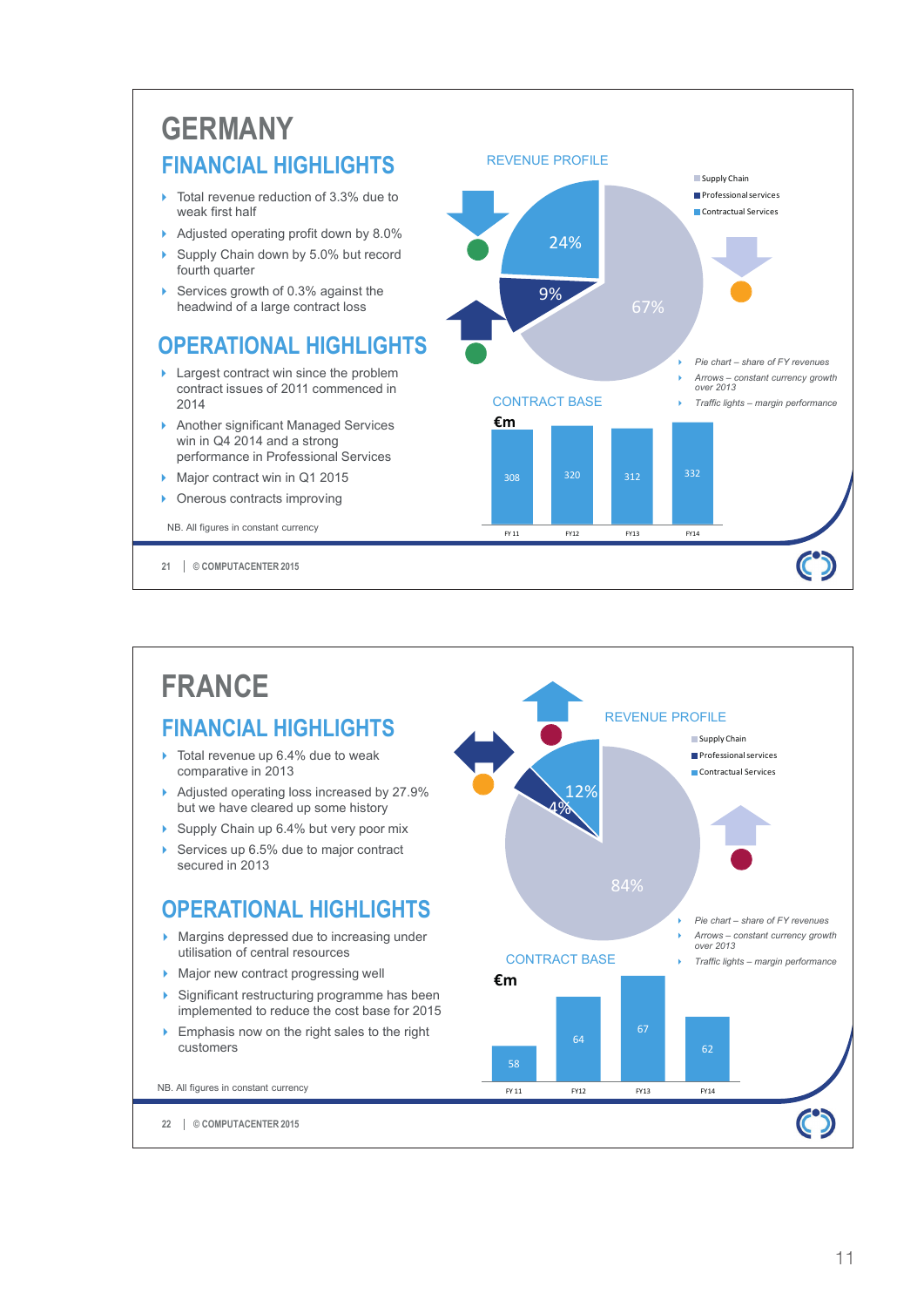# GERMANY

## FINANCIAL HIGHLIGHTS

- Total revenue reduction of 3.3% due to weak first half
- Adjusted operating profit down by 8.0%
- Supply Chain down by 5.0% but record fourth quarter
- Services growth of 0.3% against the headwind of a large contract loss

## OPERATIONAL HIGHLIGHTS

- Largest contract win since the problem contract issues of 2011 commenced in 2014
- Another significant Managed Services win in Q4 2014 and a strong performance in Professional Services
- Major contract win in Q1 2015
- Onerous contracts improving

NB. All figures in constant currency

### REVENUE PROFILE

| Segment | Share |
| --- | --- |
| Supply Chain | 67% |
| Professional services | 9% |
| Contractual Services | 24% |

- *Pie chart – share of FY revenues*
- *Arrows – constant currency growth over 2013*
- *Traffic lights – margin performance*

### CONTRACT BASE

€m

| FY 11 | FY12 | FY13 | FY14 |
| --- | --- | --- | --- |
| 308 | 320 | 312 | 332 |

21 | © COMPUTACENTER 2015

# FRANCE

## FINANCIAL HIGHLIGHTS

- Total revenue up 6.4% due to weak comparative in 2013
- Adjusted operating loss increased by 27.9% but we have cleared up some history
- Supply Chain up 6.4% but very poor mix
- Services up 6.5% due to major contract secured in 2013

## OPERATIONAL HIGHLIGHTS

- Margins depressed due to increasing under utilisation of central resources
- Major new contract progressing well
- Significant restructuring programme has been implemented to reduce the cost base for 2015
- Emphasis now on the right sales to the right customers

NB. All figures in constant currency

### REVENUE PROFILE

| Segment | Share |
| --- | --- |
| Supply Chain | 84% |
| Professional services | 4% |
| Contractual Services | 12% |

- *Pie chart – share of FY revenues*
- *Arrows – constant currency growth over 2013*
- *Traffic lights – margin performance*

### CONTRACT BASE

€m

| FY 11 | FY12 | FY13 | FY14 |
| --- | --- | --- | --- |
| 58 | 64 | 67 | 62 |

22 | © COMPUTACENTER 2015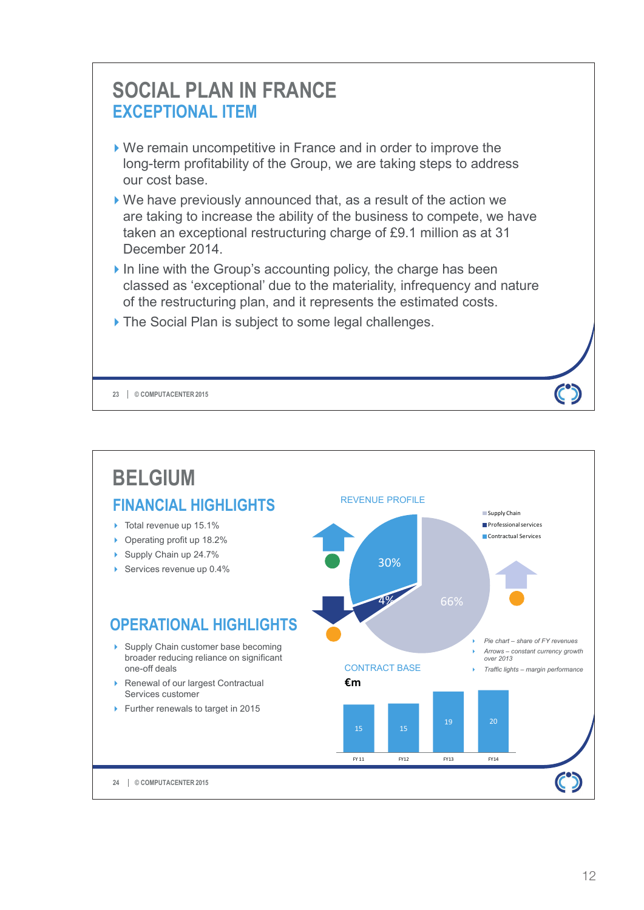# SOCIAL PLAN IN FRANCE

## EXCEPTIONAL ITEM

- We remain uncompetitive in France and in order to improve the long-term profitability of the Group, we are taking steps to address our cost base.
- We have previously announced that, as a result of the action we are taking to increase the ability of the business to compete, we have taken an exceptional restructuring charge of £9.1 million as at 31 December 2014.
- In line with the Group's accounting policy, the charge has been classed as 'exceptional' due to the materiality, infrequency and nature of the restructuring plan, and it represents the estimated costs.
- The Social Plan is subject to some legal challenges.

# BELGIUM

## FINANCIAL HIGHLIGHTS

- Total revenue up 15.1%
- Operating profit up 18.2%
- Supply Chain up 24.7%
- Services revenue up 0.4%

## OPERATIONAL HIGHLIGHTS

- Supply Chain customer base becoming broader reducing reliance on significant one-off deals
- Renewal of our largest Contractual Services customer
- Further renewals to target in 2015

### REVENUE PROFILE

| Segment | Share |
| --- | --- |
| Supply Chain | 66% |
| Professional services | 4% |
| Contractual Services | 30% |

- *Pie chart – share of FY revenues*
- *Arrows – constant currency growth over 2013*
- *Traffic lights – margin performance*

### CONTRACT BASE

€m

| FY11 | FY12 | FY13 | FY14 |
| --- | --- | --- | --- |
| 15 | 15 | 19 | 20 |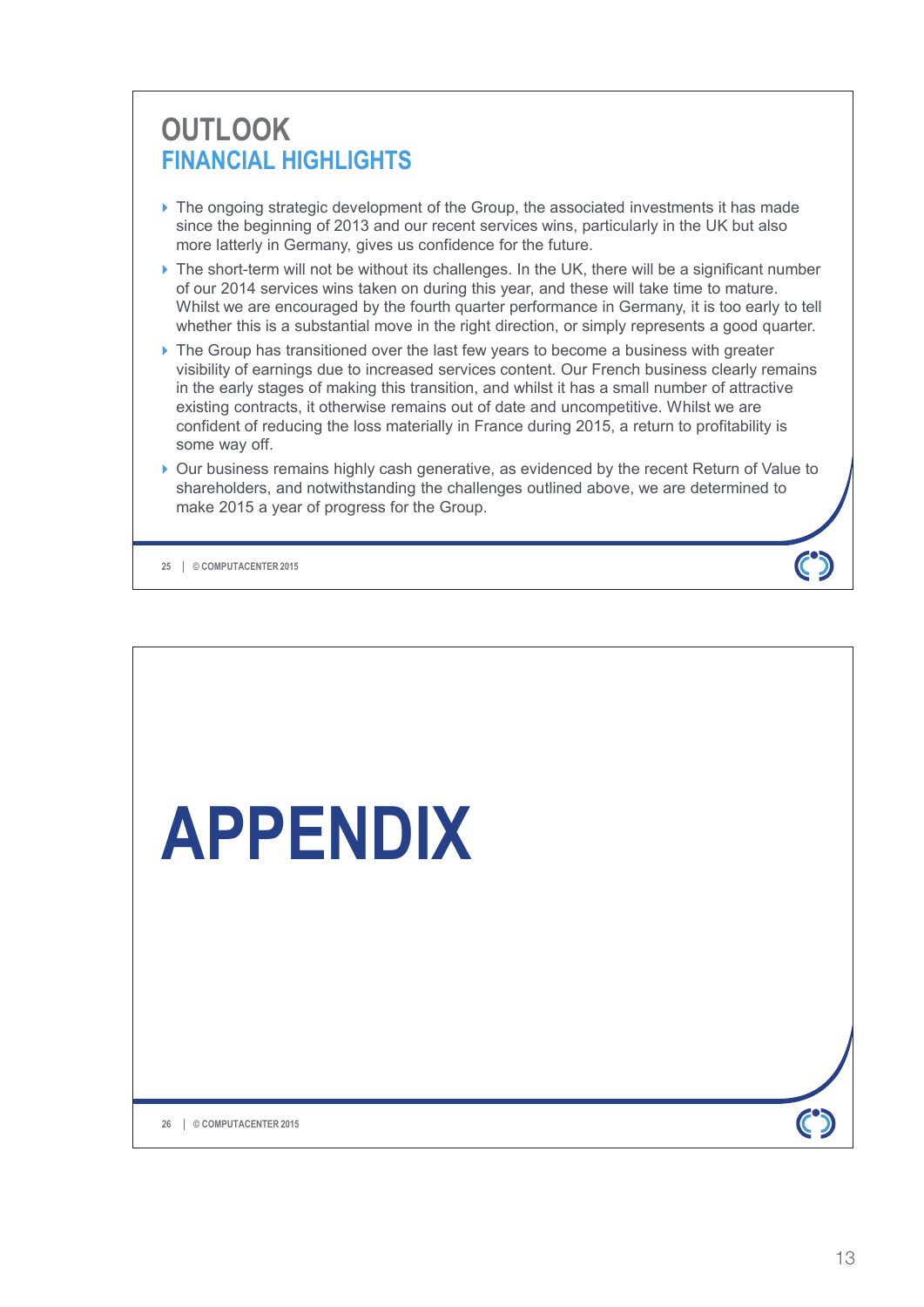# OUTLOOK
## FINANCIAL HIGHLIGHTS

- The ongoing strategic development of the Group, the associated investments it has made since the beginning of 2013 and our recent services wins, particularly in the UK but also more latterly in Germany, gives us confidence for the future.
- The short-term will not be without its challenges. In the UK, there will be a significant number of our 2014 services wins taken on during this year, and these will take time to mature. Whilst we are encouraged by the fourth quarter performance in Germany, it is too early to tell whether this is a substantial move in the right direction, or simply represents a good quarter.
- The Group has transitioned over the last few years to become a business with greater visibility of earnings due to increased services content. Our French business clearly remains in the early stages of making this transition, and whilst it has a small number of attractive existing contracts, it otherwise remains out of date and uncompetitive. Whilst we are confident of reducing the loss materially in France during 2015, a return to profitability is some way off.
- Our business remains highly cash generative, as evidenced by the recent Return of Value to shareholders, and notwithstanding the challenges outlined above, we are determined to make 2015 a year of progress for the Group.

25 | © COMPUTACENTER 2015

# APPENDIX

26 | © COMPUTACENTER 2015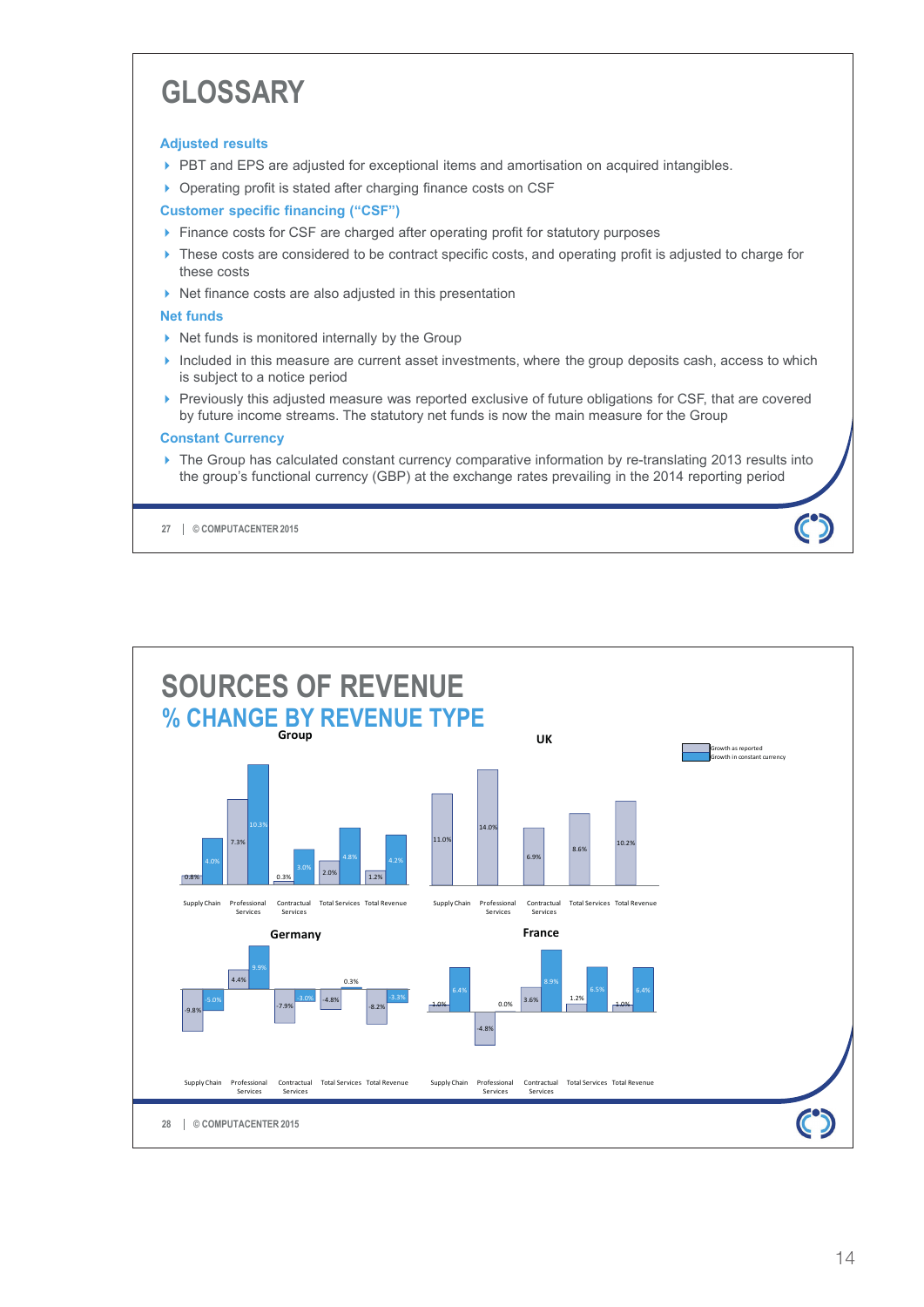# GLOSSARY

**Adjusted results**

- PBT and EPS are adjusted for exceptional items and amortisation on acquired intangibles.
- Operating profit is stated after charging finance costs on CSF

**Customer specific financing ("CSF")**

- Finance costs for CSF are charged after operating profit for statutory purposes
- These costs are considered to be contract specific costs, and operating profit is adjusted to charge for these costs
- Net finance costs are also adjusted in this presentation

**Net funds**

- Net funds is monitored internally by the Group
- Included in this measure are current asset investments, where the group deposits cash, access to which is subject to a notice period
- Previously this adjusted measure was reported exclusive of future obligations for CSF, that are covered by future income streams. The statutory net funds is now the main measure for the Group

**Constant Currency**

- The Group has calculated constant currency comparative information by re-translating 2013 results into the group's functional currency (GBP) at the exchange rates prevailing in the 2014 reporting period

# SOURCES OF REVENUE

## % CHANGE BY REVENUE TYPE

**Group**

| | Growth as reported | Growth in constant currency |
|---|---|---|
| Supply Chain | 0.8% | 4.0% |
| Professional Services | 7.3% | 10.3% |
| Contractual Services | 0.3% | 3.0% |
| Total Services | 2.0% | 4.8% |
| Total Revenue | 1.2% | 4.2% |

**UK**

| | Growth as reported |
|---|---|
| Supply Chain | 11.0% |
| Professional Services | 14.0% |
| Contractual Services | 6.9% |
| Total Services | 8.6% |
| Total Revenue | 10.2% |

**Germany**

| | Growth as reported | Growth in constant currency |
|---|---|---|
| Supply Chain | -9.8% | -5.0% |
| Professional Services | 4.4% | 9.9% |
| Contractual Services | -7.9% | -3.0% |
| Total Services | -4.8% | 0.3% |
| Total Revenue | -8.2% | -3.3% |

**France**

| | Growth as reported | Growth in constant currency |
|---|---|---|
| Supply Chain | 1.0% | 6.4% |
| Professional Services | -4.8% | 0.0% |
| Contractual Services | 3.6% | 8.9% |
| Total Services | 1.2% | 6.5% |
| Total Revenue | 1.0% | 6.4% |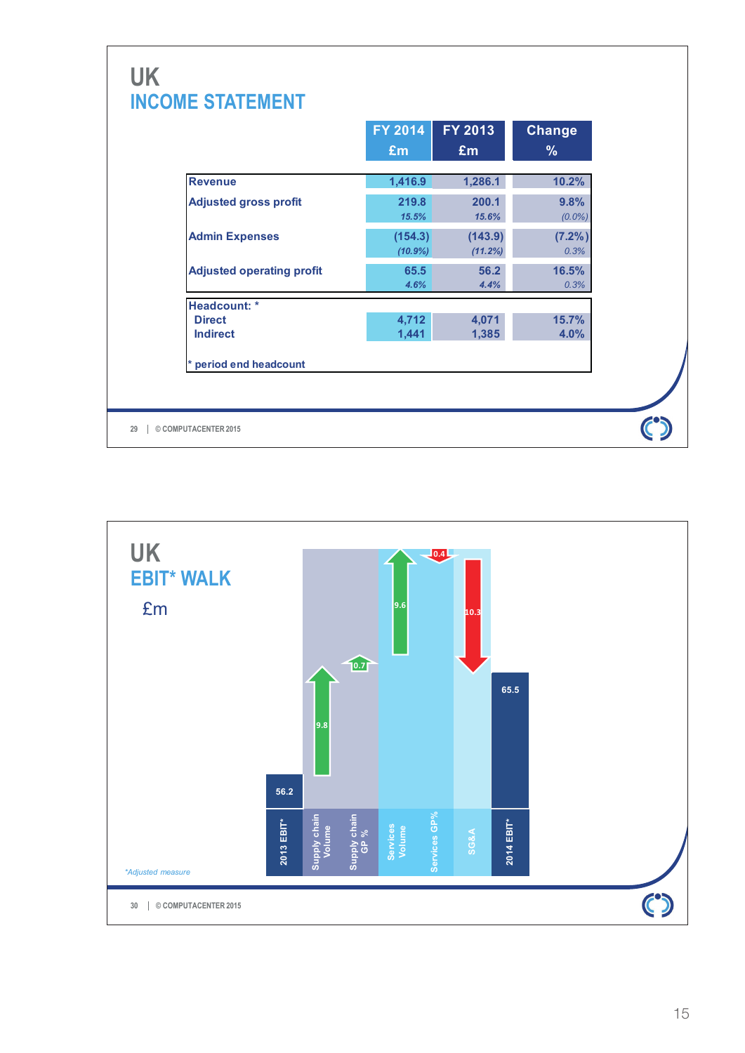# UK
## INCOME STATEMENT

| | FY 2014 £m | FY 2013 £m | Change % |
|---|---|---|---|
| Revenue | 1,416.9 | 1,286.1 | 10.2% |
| Adjusted gross profit | 219.8 | 200.1 | 9.8% |
| | *15.5%* | *15.6%* | *(0.0%)* |
| Admin Expenses | (154.3) | (143.9) | (7.2%) |
| | *(10.9%)* | *(11.2%)* | *0.3%* |
| Adjusted operating profit | 65.5 | 56.2 | 16.5% |
| | *4.6%* | *4.4%* | *0.3%* |

| Headcount: * | | | |
|---|---|---|---|
| Direct | 4,712 | 4,071 | 15.7% |
| Indirect | 1,441 | 1,385 | 4.0% |

* period end headcount

# UK
## EBIT* WALK

£m

| 2013 EBIT* | Supply chain Volume | Supply chain GP % | Services Volume | Services GP% | SG&A | 2014 EBIT* |
|---|---|---|---|---|---|---|
| 56.2 | 9.8 | 0.7 | 9.6 | (0.4) | (10.3) | 65.5 |

*Adjusted measure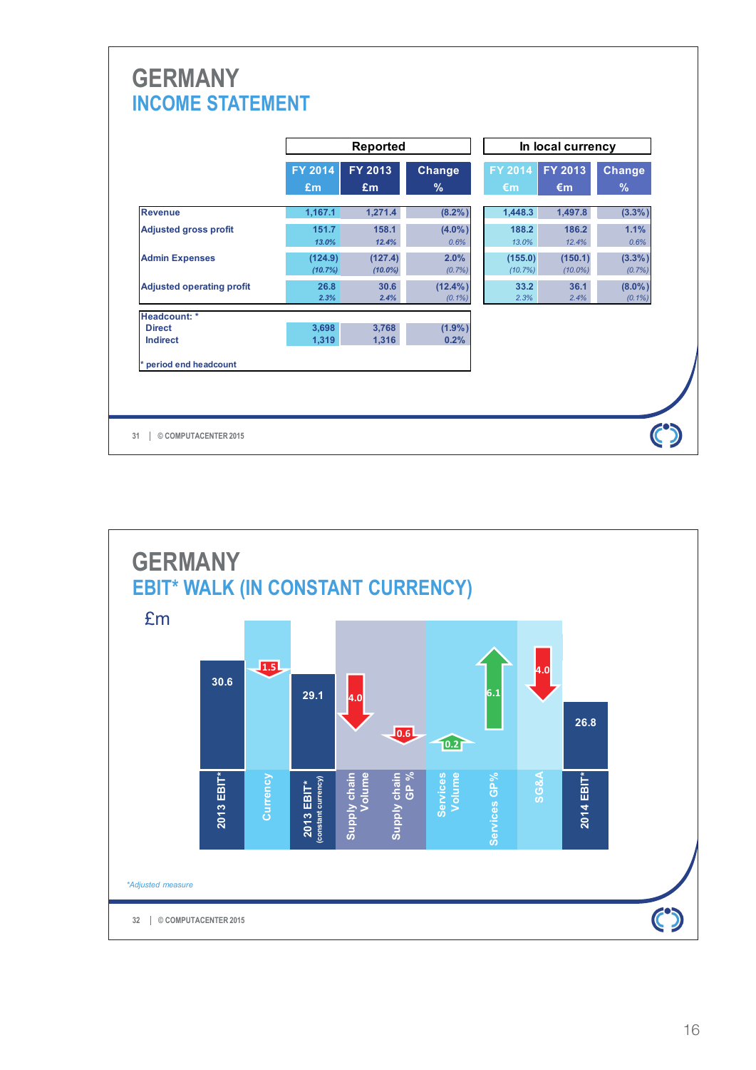# GERMANY
## INCOME STATEMENT

| | Reported | | | In local currency | | |
|---|---|---|---|---|---|---|
| | FY 2014 £m | FY 2013 £m | Change % | FY 2014 €m | FY 2013 €m | Change % |
| Revenue | 1,167.1 | 1,271.4 | (8.2%) | 1,448.3 | 1,497.8 | (3.3%) |
| Adjusted gross profit | 151.7 | 158.1 | (4.0%) | 188.2 | 186.2 | 1.1% |
| | *13.0%* | *12.4%* | *0.6%* | *13.0%* | *12.4%* | *0.6%* |
| Admin Expenses | (124.9) | (127.4) | 2.0% | (155.0) | (150.1) | (3.3%) |
| | *(10.7%)* | *(10.0%)* | *(0.7%)* | *(10.7%)* | *(10.0%)* | *(0.7%)* |
| Adjusted operating profit | 26.8 | 30.6 | (12.4%) | 33.2 | 36.1 | (8.0%) |
| | *2.3%* | *2.4%* | *(0.1%)* | *2.3%* | *2.4%* | *(0.1%)* |

| Headcount: * | FY 2014 | FY 2013 | Change % |
|---|---|---|---|
| Direct | 3,698 | 3,768 | (1.9%) |
| Indirect | 1,319 | 1,316 | 0.2% |

\* period end headcount

# GERMANY
## EBIT* WALK (IN CONSTANT CURRENCY)

£m

| Item | Value |
|---|---|
| 2013 EBIT* | 30.6 |
| Currency | (1.5) |
| 2013 EBIT* (constant currency) | 29.1 |
| Supply chain Volume | (4.0) |
| Supply chain GP % | (0.6) |
| Services Volume | 0.2 |
| Services GP% | 6.1 |
| SG&A | (4.0) |
| 2014 EBIT* | 26.8 |

*\*Adjusted measure*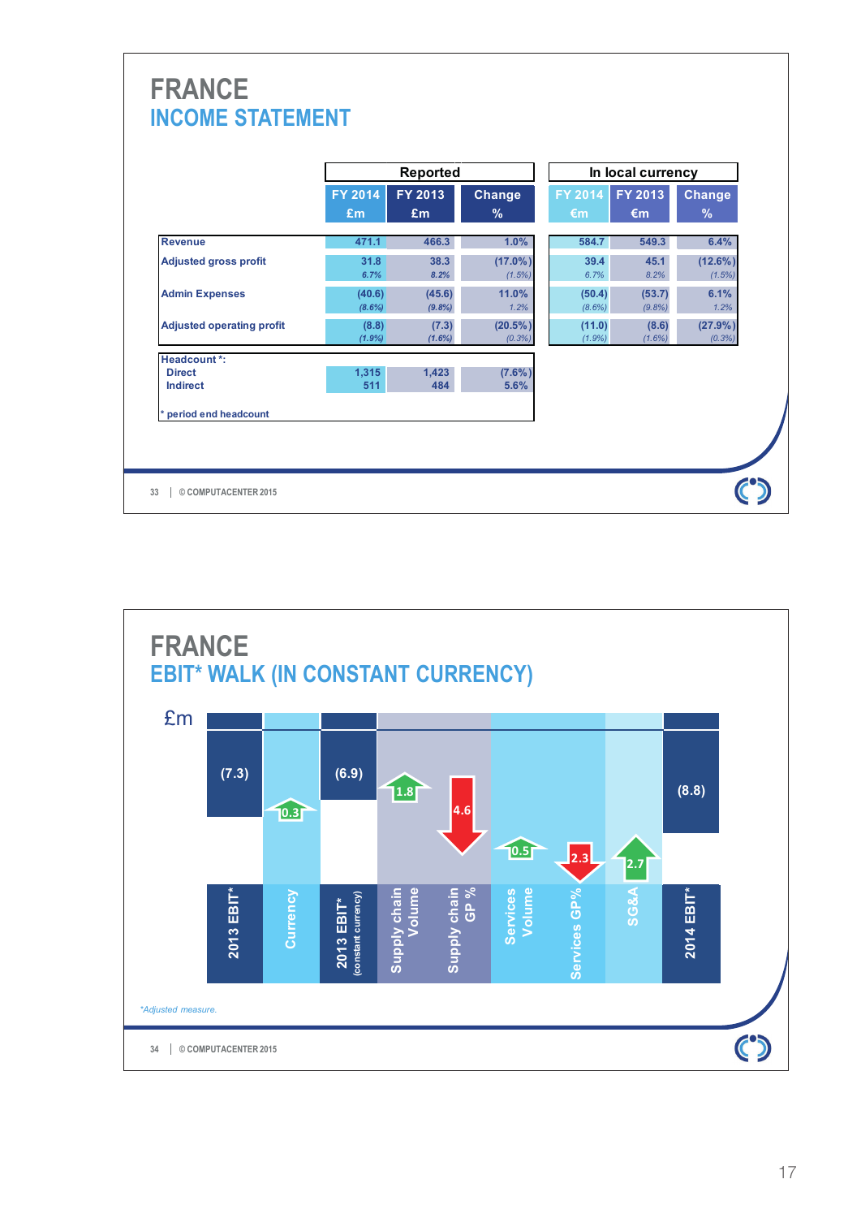# FRANCE
## INCOME STATEMENT

| | Reported | | | In local currency | | |
|---|---|---|---|---|---|---|
| | FY 2014 £m | FY 2013 £m | Change % | FY 2014 €m | FY 2013 €m | Change % |
| Revenue | 471.1 | 466.3 | 1.0% | 584.7 | 549.3 | 6.4% |
| Adjusted gross profit | 31.8 *6.7%* | 38.3 *8.2%* | (17.0%) *(1.5%)* | 39.4 *6.7%* | 45.1 *8.2%* | (12.6%) *(1.5%)* |
| Admin Expenses | (40.6) *(8.6%)* | (45.6) *(9.8%)* | 11.0% *1.2%* | (50.4) *(8.6%)* | (53.7) *(9.8%)* | 6.1% *1.2%* |
| Adjusted operating profit | (8.8) *(1.9%)* | (7.3) *(1.6%)* | (20.5%) *(0.3%)* | (11.0) *(1.9%)* | (8.6) *(1.6%)* | (27.9%) *(0.3%)* |

| Headcount*: | FY 2014 | FY 2013 | Change % |
|---|---|---|---|
| Direct | 1,315 | 1,423 | (7.6%) |
| Indirect | 511 | 484 | 5.6% |

\* period end headcount

# FRANCE
## EBIT* WALK (IN CONSTANT CURRENCY)

£m

| Item | £m |
|---|---|
| 2013 EBIT* | (7.3) |
| Currency | 0.3 |
| 2013 EBIT* (constant currency) | (6.9) |
| Supply chain Volume | 1.8 |
| Supply chain GP % | (4.6) |
| Services Volume | 0.5 |
| Services GP% | (2.3) |
| SG&A | 2.7 |
| 2014 EBIT* | (8.8) |

*Adjusted measure.*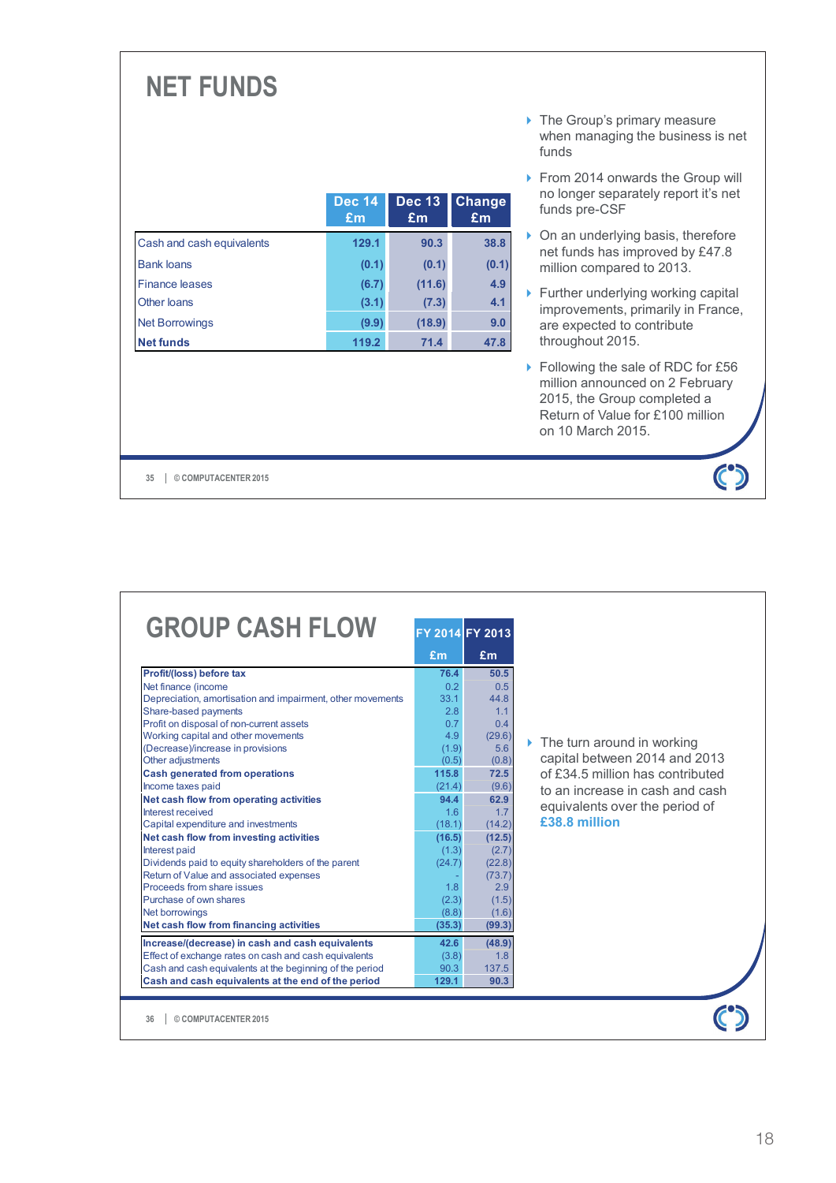# NET FUNDS

|  | Dec 14 £m | Dec 13 £m | Change £m |
|---|---|---|---|
| Cash and cash equivalents | 129.1 | 90.3 | 38.8 |
| Bank loans | (0.1) | (0.1) | (0.1) |
| Finance leases | (6.7) | (11.6) | 4.9 |
| Other loans | (3.1) | (7.3) | 4.1 |
| Net Borrowings | (9.9) | (18.9) | 9.0 |
| **Net funds** | 119.2 | 71.4 | 47.8 |

- The Group's primary measure when managing the business is net funds
- From 2014 onwards the Group will no longer separately report it's net funds pre-CSF
- On an underlying basis, therefore net funds has improved by £47.8 million compared to 2013.
- Further underlying working capital improvements, primarily in France, are expected to contribute throughout 2015.
- Following the sale of RDC for £56 million announced on 2 February 2015, the Group completed a Return of Value for £100 million on 10 March 2015.

# GROUP CASH FLOW

|  | FY 2014 £m | FY 2013 £m |
|---|---|---|
| **Profit/(loss) before tax** | 76.4 | 50.5 |
| Net finance (income | 0.2 | 0.5 |
| Depreciation, amortisation and impairment, other movements | 33.1 | 44.8 |
| Share-based payments | 2.8 | 1.1 |
| Profit on disposal of non-current assets | 0.7 | 0.4 |
| Working capital and other movements | 4.9 | (29.6) |
| (Decrease)/increase in provisions | (1.9) | 5.6 |
| Other adjustments | (0.5) | (0.8) |
| **Cash generated from operations** | 115.8 | 72.5 |
| Income taxes paid | (21.4) | (9.6) |
| **Net cash flow from operating activities** | 94.4 | 62.9 |
| Interest received | 1.6 | 1.7 |
| Capital expenditure and investments | (18.1) | (14.2) |
| **Net cash flow from investing activities** | (16.5) | (12.5) |
| Interest paid | (1.3) | (2.7) |
| Dividends paid to equity shareholders of the parent | (24.7) | (22.8) |
| Return of Value and associated expenses | - | (73.7) |
| Proceeds from share issues | 1.8 | 2.9 |
| Purchase of own shares | (2.3) | (1.5) |
| Net borrowings | (8.8) | (1.6) |
| **Net cash flow from financing activities** | (35.3) | (99.3) |
| **Increase/(decrease) in cash and cash equivalents** | 42.6 | (48.9) |
| Effect of exchange rates on cash and cash equivalents | (3.8) | 1.8 |
| Cash and cash equivalents at the beginning of the period | 90.3 | 137.5 |
| **Cash and cash equivalents at the end of the period** | 129.1 | 90.3 |

- The turn around in working capital between 2014 and 2013 of £34.5 million has contributed to an increase in cash and cash equivalents over the period of **£38.8 million**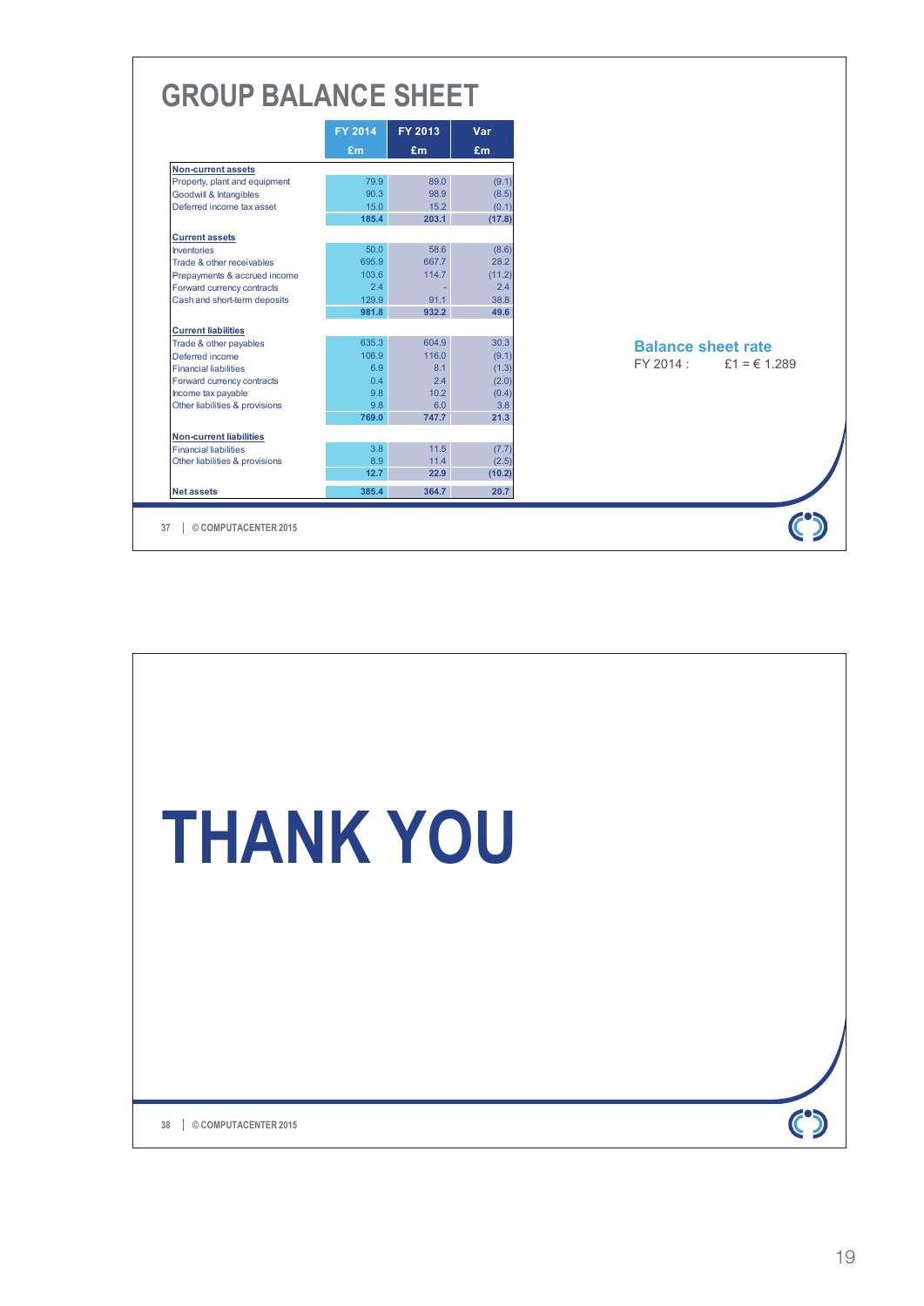# GROUP BALANCE SHEET

| | FY 2014 £m | FY 2013 £m | Var £m |
|---|---|---|---|
| **Non-current assets** | | | |
| Property, plant and equipment | 79.9 | 89.0 | (9.1) |
| Goodwill & Intangibles | 90.3 | 98.9 | (8.5) |
| Deferred income tax asset | 15.0 | 15.2 | (0.1) |
| | **185.4** | **203.1** | **(17.8)** |
| **Current assets** | | | |
| Inventories | 50.0 | 58.6 | (8.6) |
| Trade & other receivables | 695.9 | 667.7 | 28.2 |
| Prepayments & accrued income | 103.6 | 114.7 | (11.2) |
| Forward currency contracts | 2.4 | - | 2.4 |
| Cash and short-term deposits | 129.9 | 91.1 | 38.8 |
| | **981.8** | **932.2** | **49.6** |
| **Current liabilities** | | | |
| Trade & other payables | 635.3 | 604.9 | 30.3 |
| Deferred income | 106.9 | 116.0 | (9.1) |
| Financial liabilities | 6.9 | 8.1 | (1.3) |
| Forward currency contracts | 0.4 | 2.4 | (2.0) |
| Income tax payable | 9.8 | 10.2 | (0.4) |
| Other liabilities & provisions | 9.8 | 6.0 | 3.8 |
| | **769.0** | **747.7** | **21.3** |
| **Non-current liabilities** | | | |
| Financial liabilities | 3.8 | 11.5 | (7.7) |
| Other liabilities & provisions | 8.9 | 11.4 | (2.5) |
| | **12.7** | **22.9** | **(10.2)** |
| **Net assets** | **385.4** | **364.7** | **20.7** |

**Balance sheet rate**

FY 2014 : £1 = € 1.289

# THANK YOU